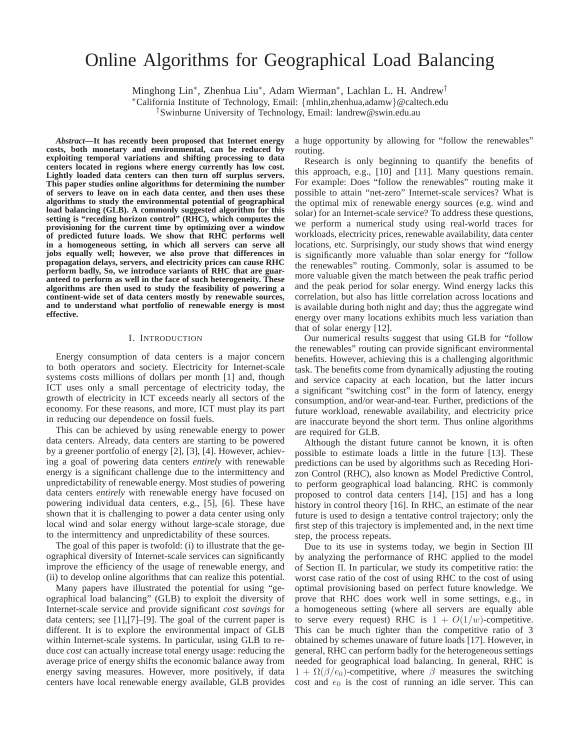# Online Algorithms for Geographical Load Balancing

Minghong Lin*, Zhenhua Liu*, Adam Wierman*, Lachlan L. H. Andrew†

*California Institute of Technology, Email: {mhlin,zhenhua,adamw}@caltech.edu

†Swinburne University of Technology, Email: landrew@swin.edu.au

***Abstract*—It has recently been proposed that Internet energy costs, both monetary and environmental, can be reduced by exploiting temporal variations and shifting processing to data centers located in regions where energy currently has low cost. Lightly loaded data centers can then turn off surplus servers. This paper studies online algorithms for determining the number of servers to leave on in each data center, and then uses these algorithms to study the environmental potential of geographical load balancing (GLB). A commonly suggested algorithm for this setting is "receding horizon control" (RHC), which computes the provisioning for the current time by optimizing over a window of predicted future loads. We show that RHC performs well in a homogeneous setting, in which all servers can serve all jobs equally well; however, we also prove that differences in propagation delays, servers, and electricity prices can cause RHC perform badly, So, we introduce variants of RHC that are guaranteed to perform as well in the face of such heterogeneity. These algorithms are then used to study the feasibility of powering a continent-wide set of data centers mostly by renewable sources, and to understand what portfolio of renewable energy is most effective.**

## I. Introduction

Energy consumption of data centers is a major concern to both operators and society. Electricity for Internet-scale systems costs millions of dollars per month [1] and, though ICT uses only a small percentage of electricity today, the growth of electricity in ICT exceeds nearly all sectors of the economy. For these reasons, and more, ICT must play its part in reducing our dependence on fossil fuels.

This can be achieved by using renewable energy to power data centers. Already, data centers are starting to be powered by a greener portfolio of energy [2], [3], [4]. However, achieving a goal of powering data centers *entirely* with renewable energy is a significant challenge due to the intermittency and unpredictability of renewable energy. Most studies of powering data centers *entirely* with renewable energy have focused on powering individual data centers, e.g., [5], [6]. These have shown that it is challenging to power a data center using only local wind and solar energy without large-scale storage, due to the intermittency and unpredictability of these sources.

The goal of this paper is twofold: (i) to illustrate that the geographical diversity of Internet-scale services can significantly improve the efficiency of the usage of renewable energy, and (ii) to develop online algorithms that can realize this potential.

Many papers have illustrated the potential for using "geographical load balancing" (GLB) to exploit the diversity of Internet-scale service and provide significant *cost savings* for data centers; see [1],[7]–[9]. The goal of the current paper is different. It is to explore the environmental impact of GLB within Internet-scale systems. In particular, using GLB to reduce *cost* can actually increase total energy usage: reducing the average price of energy shifts the economic balance away from energy saving measures. However, more positively, if data centers have local renewable energy available, GLB provides a huge opportunity by allowing for "follow the renewables" routing.

Research is only beginning to quantify the benefits of this approach, e.g., [10] and [11]. Many questions remain. For example: Does "follow the renewables" routing make it possible to attain "net-zero" Internet-scale services? What is the optimal mix of renewable energy sources (e.g. wind and solar) for an Internet-scale service? To address these questions, we perform a numerical study using real-world traces for workloads, electricity prices, renewable availability, data center locations, etc. Surprisingly, our study shows that wind energy is significantly more valuable than solar energy for "follow the renewables" routing. Commonly, solar is assumed to be more valuable given the match between the peak traffic period and the peak period for solar energy. Wind energy lacks this correlation, but also has little correlation across locations and is available during both night and day; thus the aggregate wind energy over many locations exhibits much less variation than that of solar energy [12].

Our numerical results suggest that using GLB for "follow the renewables" routing can provide significant environmental benefits. However, achieving this is a challenging algorithmic task. The benefits come from dynamically adjusting the routing and service capacity at each location, but the latter incurs a significant "switching cost" in the form of latency, energy consumption, and/or wear-and-tear. Further, predictions of the future workload, renewable availability, and electricity price are inaccurate beyond the short term. Thus online algorithms are required for GLB.

Although the distant future cannot be known, it is often possible to estimate loads a little in the future [13]. These predictions can be used by algorithms such as Receding Horizon Control (RHC), also known as Model Predictive Control, to perform geographical load balancing. RHC is commonly proposed to control data centers [14], [15] and has a long history in control theory [16]. In RHC, an estimate of the near future is used to design a tentative control trajectory; only the first step of this trajectory is implemented and, in the next time step, the process repeats.

Due to its use in systems today, we begin in Section III by analyzing the performance of RHC applied to the model of Section II. In particular, we study its competitive ratio: the worst case ratio of the cost of using RHC to the cost of using optimal provisioning based on perfect future knowledge. We prove that RHC does work well in some settings, e.g., in a homogeneous setting (where all servers are equally able to serve every request) RHC is $1 + O(1/w)$-competitive. This can be much tighter than the competitive ratio of 3 obtained by schemes unaware of future loads [17]. However, in general, RHC can perform badly for the heterogeneous settings needed for geographical load balancing. In general, RHC is $1 + \Omega(\beta/e_0)$-competitive, where $\beta$ measures the switching cost and $e_0$ is the cost of running an idle server. This can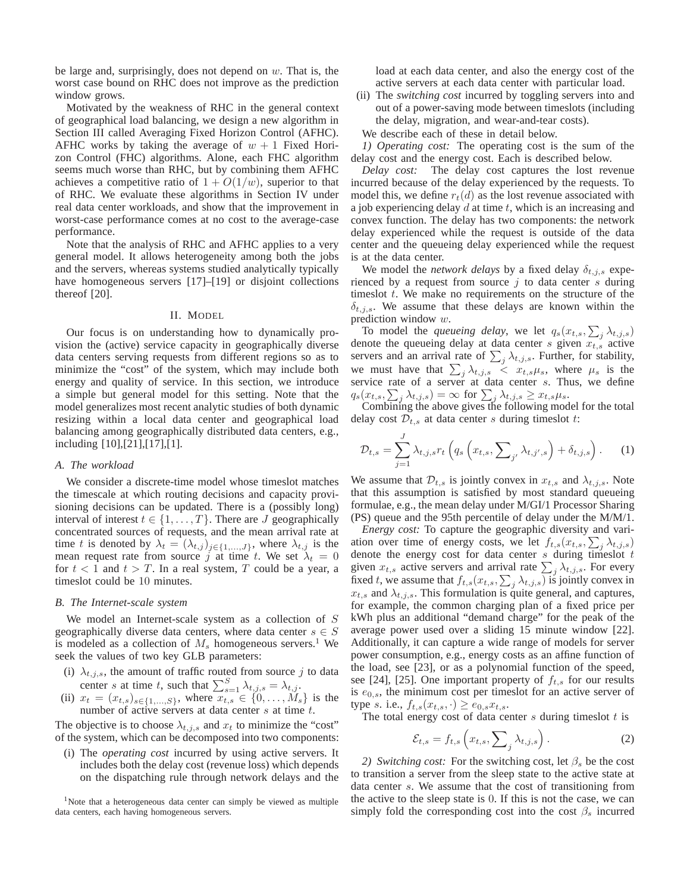be large and, surprisingly, does not depend on $w$. That is, the worst case bound on RHC does not improve as the prediction window grows.

Motivated by the weakness of RHC in the general context of geographical load balancing, we design a new algorithm in Section III called Averaging Fixed Horizon Control (AFHC). AFHC works by taking the average of $w+1$ Fixed Horizon Control (FHC) algorithms. Alone, each FHC algorithm seems much worse than RHC, but by combining them AFHC achieves a competitive ratio of $1+O(1/w)$, superior to that of RHC. We evaluate these algorithms in Section IV under real data center workloads, and show that the improvement in worst-case performance comes at no cost to the average-case performance.

Note that the analysis of RHC and AFHC applies to a very general model. It allows heterogeneity among both the jobs and the servers, whereas systems studied analytically typically have homogeneous servers [17]–[19] or disjoint collections thereof [20].

## II. Model

Our focus is on understanding how to dynamically provision the (active) service capacity in geographically diverse data centers serving requests from different regions so as to minimize the "cost" of the system, which may include both energy and quality of service. In this section, we introduce a simple but general model for this setting. Note that the model generalizes most recent analytic studies of both dynamic resizing within a local data center and geographical load balancing among geographically distributed data centers, e.g., including [10],[21],[17],[1].

### A. The workload

We consider a discrete-time model whose timeslot matches the timescale at which routing decisions and capacity provisioning decisions can be updated. There is a (possibly long) interval of interest $t \in \{1, \ldots, T\}$. There are $J$ geographically concentrated sources of requests, and the mean arrival rate at time $t$ is denoted by $\lambda_t = (\lambda_{t,j})_{j \in \{1,\ldots,J\}}$, where $\lambda_{t,j}$ is the mean request rate from source $j$ at time $t$. We set $\lambda_t = 0$ for $t < 1$ and $t > T$. In a real system, $T$ could be a year, a timeslot could be 10 minutes.

### B. The Internet-scale system

We model an Internet-scale system as a collection of $S$ geographically diverse data centers, where data center $s \in S$ is modeled as a collection of $M_s$ homogeneous servers.[1] We seek the values of two key GLB parameters:

(i) $\lambda_{t,j,s}$, the amount of traffic routed from source $j$ to data center $s$ at time $t$, such that $\sum_{s=1}^{S} \lambda_{t,j,s} = \lambda_{t,j}$.

(ii) $x_t = (x_{t,s})_{s \in \{1,\ldots,S\}}$, where $x_{t,s} \in \{0, \ldots, M_s\}$ is the number of active servers at data center $s$ at time $t$.

The objective is to choose $\lambda_{t,j,s}$ and $x_t$ to minimize the "cost" of the system, which can be decomposed into two components:

(i) The *operating cost* incurred by using active servers. It includes both the delay cost (revenue loss) which depends on the dispatching rule through network delays and the load at each data center, and also the energy cost of the active servers at each data center with particular load.

(ii) The *switching cost* incurred by toggling servers into and out of a power-saving mode between timeslots (including the delay, migration, and wear-and-tear costs).

We describe each of these in detail below.

*1) Operating cost:* The operating cost is the sum of the delay cost and the energy cost. Each is described below.

*Delay cost:* The delay cost captures the lost revenue incurred because of the delay experienced by the requests. To model this, we define $r_t(d)$ as the lost revenue associated with a job experiencing delay $d$ at time $t$, which is an increasing and convex function. The delay has two components: the network delay experienced while the request is outside of the data center and the queueing delay experienced while the request is at the data center.

We model the *network delays* by a fixed delay $\delta_{t,j,s}$ experienced by a request from source $j$ to data center $s$ during timeslot $t$. We make no requirements on the structure of the $\delta_{t,j,s}$. We assume that these delays are known within the prediction window $w$.

To model the *queueing delay*, we let $q_s(x_{t,s}, \sum_j \lambda_{t,j,s})$ denote the queueing delay at data center $s$ given $x_{t,s}$ active servers and an arrival rate of $\sum_j \lambda_{t,j,s}$. Further, for stability, we must have that $\sum_j \lambda_{t,j,s} < x_{t,s}\mu_s$, where $\mu_s$ is the service rate of a server at data center $s$. Thus, we define $q_s(x_{t,s}, \sum_j \lambda_{t,j,s}) = \infty$ for $\sum_j \lambda_{t,j,s} \geq x_{t,s}\mu_s$.

Combining the above gives the following model for the total delay cost $\mathcal{D}_{t,s}$ at data center $s$ during timeslot $t$:

$$\mathcal{D}_{t,s} = \sum_{j=1}^{J} \lambda_{t,j,s} r_t \left( q_s \left( x_{t,s}, \sum\nolimits_{j'} \lambda_{t,j',s} \right) + \delta_{t,j,s} \right). \qquad (1)$$

We assume that $\mathcal{D}_{t,s}$ is jointly convex in $x_{t,s}$ and $\lambda_{t,j,s}$. Note that this assumption is satisfied by most standard queueing formulae, e.g., the mean delay under M/GI/1 Processor Sharing (PS) queue and the 95th percentile of delay under the M/M/1.

*Energy cost:* To capture the geographic diversity and variation over time of energy costs, we let $f_{t,s}(x_{t,s}, \sum_j \lambda_{t,j,s})$ denote the energy cost for data center $s$ during timeslot $t$ given $x_{t,s}$ active servers and arrival rate $\sum_j \lambda_{t,j,s}$. For every fixed $t$, we assume that $f_{t,s}(x_{t,s}, \sum_j \lambda_{t,j,s})$ is jointly convex in $x_{t,s}$ and $\lambda_{t,j,s}$. This formulation is quite general, and captures, for example, the common charging plan of a fixed price per kWh plus an additional "demand charge" for the peak of the average power used over a sliding 15 minute window [22]. Additionally, it can capture a wide range of models for server power consumption, e.g., energy costs as an affine function of the load, see [23], or as a polynomial function of the speed, see [24], [25]. One important property of $f_{t,s}$ for our results is $e_{0,s}$, the minimum cost per timeslot for an active server of type $s$. i.e., $f_{t,s}(x_{t,s}, \cdot) \geq e_{0,s} x_{t,s}$.

The total energy cost of data center $s$ during timeslot $t$ is

$$\mathcal{E}_{t,s} = f_{t,s} \left( x_{t,s}, \sum\nolimits_{j} \lambda_{t,j,s} \right). \qquad (2)$$

*2) Switching cost:* For the switching cost, let $\beta_s$ be the cost to transition a server from the sleep state to the active state at data center $s$. We assume that the cost of transitioning from the active to the sleep state is 0. If this is not the case, we can simply fold the corresponding cost into the cost $\beta_s$ incurred

[1] Note that a heterogeneous data center can simply be viewed as multiple data centers, each having homogeneous servers.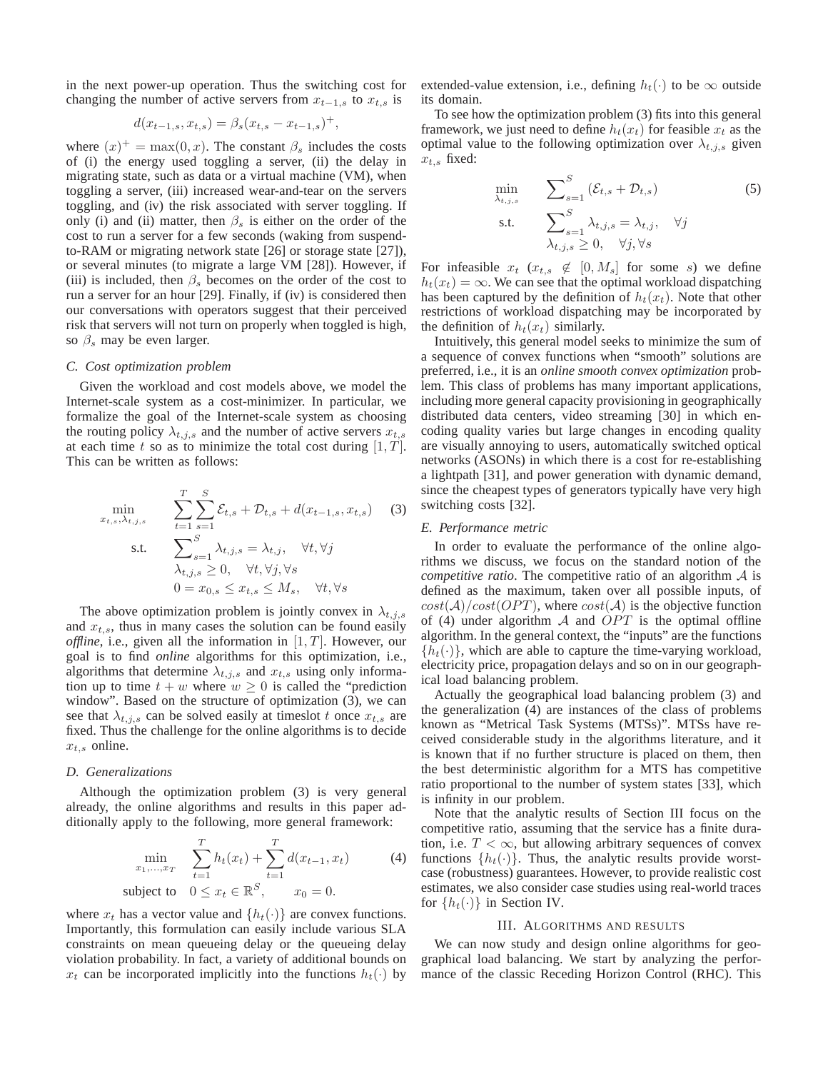in the next power-up operation. Thus the switching cost for changing the number of active servers from $x_{t-1,s}$ to $x_{t,s}$ is

$$d(x_{t-1,s}, x_{t,s}) = \beta_s (x_{t,s} - x_{t-1,s})^+,$$

where $(x)^+ = \max(0, x)$. The constant $\beta_s$ includes the costs of (i) the energy used toggling a server, (ii) the delay in migrating state, such as data or a virtual machine (VM), when toggling a server, (iii) increased wear-and-tear on the servers toggling, and (iv) the risk associated with server toggling. If only (i) and (ii) matter, then $\beta_s$ is either on the order of the cost to run a server for a few seconds (waking from suspend-to-RAM or migrating network state [26] or storage state [27]), or several minutes (to migrate a large VM [28]). However, if (iii) is included, then $\beta_s$ becomes on the order of the cost to run a server for an hour [29]. Finally, if (iv) is considered then our conversations with operators suggest that their perceived risk that servers will not turn on properly when toggled is high, so $\beta_s$ may be even larger.

### C. Cost optimization problem

Given the workload and cost models above, we model the Internet-scale system as a cost-minimizer. In particular, we formalize the goal of the Internet-scale system as choosing the routing policy $\lambda_{t,j,s}$ and the number of active servers $x_{t,s}$ at each time $t$ so as to minimize the total cost during $[1, T]$. This can be written as follows:

$$\begin{aligned}
\min_{x_{t,s}, \lambda_{t,j,s}} \quad & \sum_{t=1}^{T} \sum_{s=1}^{S} \mathcal{E}_{t,s} + \mathcal{D}_{t,s} + d(x_{t-1,s}, x_{t,s}) \qquad (3) \\
\text{s.t.} \quad & \sum_{s=1}^{S} \lambda_{t,j,s} = \lambda_{t,j}, \quad \forall t, \forall j \\
& \lambda_{t,j,s} \geq 0, \quad \forall t, \forall j, \forall s \\
& 0 = x_{0,s} \leq x_{t,s} \leq M_s, \quad \forall t, \forall s
\end{aligned}$$

The above optimization problem is jointly convex in $\lambda_{t,j,s}$ and $x_{t,s}$, thus in many cases the solution can be found easily *offline*, i.e., given all the information in $[1, T]$. However, our goal is to find *online* algorithms for this optimization, i.e., algorithms that determine $\lambda_{t,j,s}$ and $x_{t,s}$ using only information up to time $t + w$ where $w \geq 0$ is called the "prediction window". Based on the structure of optimization (3), we can see that $\lambda_{t,j,s}$ can be solved easily at timeslot $t$ once $x_{t,s}$ are fixed. Thus the challenge for the online algorithms is to decide $x_{t,s}$ online.

### D. Generalizations

Although the optimization problem (3) is very general already, the online algorithms and results in this paper additionally apply to the following, more general framework:

$$\begin{aligned}
\min_{x_1, \ldots, x_T} \quad & \sum_{t=1}^{T} h_t(x_t) + \sum_{t=1}^{T} d(x_{t-1}, x_t) \qquad (4) \\
\text{subject to} \quad & 0 \leq x_t \in \mathbb{R}^S, \qquad x_0 = 0.
\end{aligned}$$

where $x_t$ has a vector value and $\{h_t(\cdot)\}$ are convex functions. Importantly, this formulation can easily include various SLA constraints on mean queueing delay or the queueing delay violation probability. In fact, a variety of additional bounds on $x_t$ can be incorporated implicitly into the functions $h_t(\cdot)$ by extended-value extension, i.e., defining $h_t(\cdot)$ to be $\infty$ outside its domain.

To see how the optimization problem (3) fits into this general framework, we just need to define $h_t(x_t)$ for feasible $x_t$ as the optimal value to the following optimization over $\lambda_{t,j,s}$ given $x_{t,s}$ fixed:

$$\begin{aligned}
\min_{\lambda_{t,j,s}} \quad & \sum_{s=1}^{S} (\mathcal{E}_{t,s} + \mathcal{D}_{t,s}) \qquad (5) \\
\text{s.t.} \quad & \sum_{s=1}^{S} \lambda_{t,j,s} = \lambda_{t,j}, \quad \forall j \\
& \lambda_{t,j,s} \geq 0, \quad \forall j, \forall s
\end{aligned}$$

For infeasible $x_t$ ($x_{t,s} \notin [0, M_s]$ for some $s$) we define $h_t(x_t) = \infty$. We can see that the optimal workload dispatching has been captured by the definition of $h_t(x_t)$. Note that other restrictions of workload dispatching may be incorporated by the definition of $h_t(x_t)$ similarly.

Intuitively, this general model seeks to minimize the sum of a sequence of convex functions when "smooth" solutions are preferred, i.e., it is an *online smooth convex optimization* problem. This class of problems has many important applications, including more general capacity provisioning in geographically distributed data centers, video streaming [30] in which encoding quality varies but large changes in encoding quality are visually annoying to users, automatically switched optical networks (ASONs) in which there is a cost for re-establishing a lightpath [31], and power generation with dynamic demand, since the cheapest types of generators typically have very high switching costs [32].

### E. Performance metric

In order to evaluate the performance of the online algorithms we discuss, we focus on the standard notion of the *competitive ratio*. The competitive ratio of an algorithm $\mathcal{A}$ is defined as the maximum, taken over all possible inputs, of $cost(\mathcal{A})/cost(OPT)$, where $cost(\mathcal{A})$ is the objective function of (4) under algorithm $\mathcal{A}$ and $OPT$ is the optimal offline algorithm. In the general context, the "inputs" are the functions $\{h_t(\cdot)\}$, which are able to capture the time-varying workload, electricity price, propagation delays and so on in our geographical load balancing problem.

Actually the geographical load balancing problem (3) and the generalization (4) are instances of the class of problems known as "Metrical Task Systems (MTSs)". MTSs have received considerable study in the algorithms literature, and it is known that if no further structure is placed on them, then the best deterministic algorithm for a MTS has competitive ratio proportional to the number of system states [33], which is infinity in our problem.

Note that the analytic results of Section III focus on the competitive ratio, assuming that the service has a finite duration, i.e. $T < \infty$, but allowing arbitrary sequences of convex functions $\{h_t(\cdot)\}$. Thus, the analytic results provide worst-case (robustness) guarantees. However, to provide realistic cost estimates, we also consider case studies using real-world traces for $\{h_t(\cdot)\}$ in Section IV.

## III. Algorithms and Results

We can now study and design online algorithms for geographical load balancing. We start by analyzing the performance of the classic Receding Horizon Control (RHC). This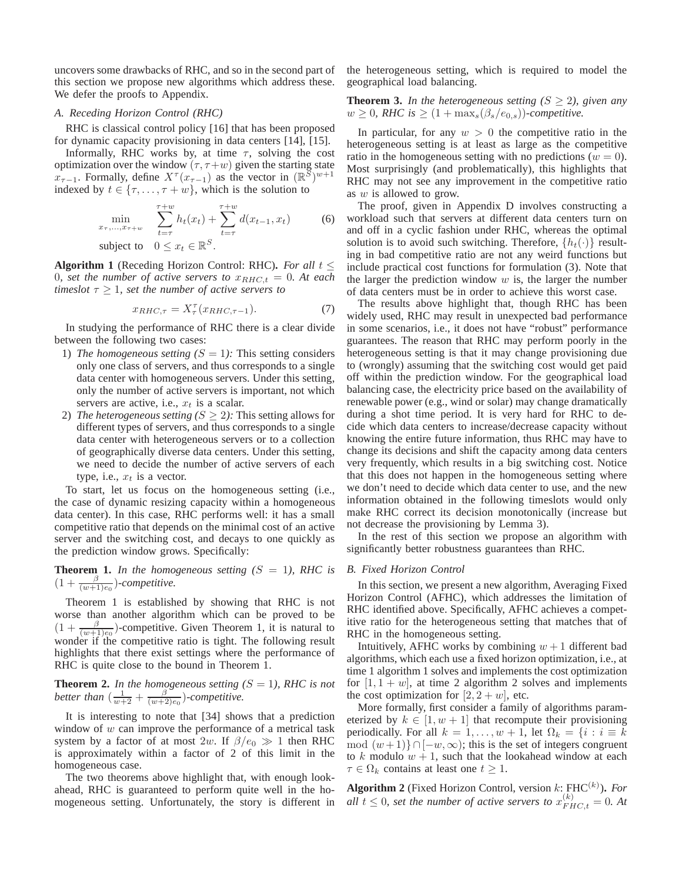uncovers some drawbacks of RHC, and so in the second part of this section we propose new algorithms which address these. We defer the proofs to Appendix.

### A. Receding Horizon Control (RHC)

RHC is classical control policy [16] that has been proposed for dynamic capacity provisioning in data centers [14], [15].

Informally, RHC works by, at time $\tau$, solving the cost optimization over the window $(\tau, \tau+w)$ given the starting state $x_{\tau-1}$. Formally, define $X^{\tau}(x_{\tau-1})$ as the vector in $(\mathbb{R}^S)^{w+1}$ indexed by $t \in \{\tau, \ldots, \tau+w\}$, which is the solution to

$$\min_{x_\tau,\ldots,x_{\tau+w}} \quad \sum_{t=\tau}^{\tau+w} h_t(x_t) + \sum_{t=\tau}^{\tau+w} d(x_{t-1}, x_t) \tag{6}$$
$$\text{subject to} \quad 0 \le x_t \in \mathbb{R}^S.$$

**Algorithm 1** (Receding Horizon Control: RHC)**.** *For all $t \le 0$, set the number of active servers to $x_{RHC,t} = 0$. At each timeslot $\tau \ge 1$, set the number of active servers to*

$$x_{RHC,\tau} = X_{\tau}^{\tau}(x_{RHC,\tau-1}). \tag{7}$$

In studying the performance of RHC there is a clear divide between the following two cases:

1) *The homogeneous setting ($S = 1$):* This setting considers only one class of servers, and thus corresponds to a single data center with homogeneous servers. Under this setting, only the number of active servers is important, not which servers are active, i.e., $x_t$ is a scalar.
2) *The heterogeneous setting ($S \ge 2$):* This setting allows for different types of servers, and thus corresponds to a single data center with heterogeneous servers or to a collection of geographically diverse data centers. Under this setting, we need to decide the number of active servers of each type, i.e., $x_t$ is a vector.

To start, let us focus on the homogeneous setting (i.e., the case of dynamic resizing capacity within a homogeneous data center). In this case, RHC performs well: it has a small competitive ratio that depends on the minimal cost of an active server and the switching cost, and decays to one quickly as the prediction window grows. Specifically:

**Theorem 1.** *In the homogeneous setting ($S = 1$), RHC is $(1 + \frac{\beta}{(w+1)e_0})$-competitive.*

Theorem 1 is established by showing that RHC is not worse than another algorithm which can be proved to be $(1 + \frac{\beta}{(w+1)e_0})$-competitive. Given Theorem 1, it is natural to wonder if the competitive ratio is tight. The following result highlights that there exist settings where the performance of RHC is quite close to the bound in Theorem 1.

**Theorem 2.** *In the homogeneous setting ($S = 1$), RHC is not better than $(\frac{1}{w+2} + \frac{\beta}{(w+2)e_0})$-competitive.*

It is interesting to note that [34] shows that a prediction window of $w$ can improve the performance of a metrical task system by a factor of at most $2w$. If $\beta/e_0 \gg 1$ then RHC is approximately within a factor of 2 of this limit in the homogeneous case.

The two theorems above highlight that, with enough lookahead, RHC is guaranteed to perform quite well in the homogeneous setting. Unfortunately, the story is different in the heterogeneous setting, which is required to model the geographical load balancing.

**Theorem 3.** *In the heterogeneous setting ($S \ge 2$), given any $w \ge 0$, RHC is $\ge (1 + \max_s(\beta_s/e_{0,s}))$-competitive.*

In particular, for any $w > 0$ the competitive ratio in the heterogeneous setting is at least as large as the competitive ratio in the homogeneous setting with no predictions ($w = 0$). Most surprisingly (and problematically), this highlights that RHC may not see any improvement in the competitive ratio as $w$ is allowed to grow.

The proof, given in Appendix D involves constructing a workload such that servers at different data centers turn on and off in a cyclic fashion under RHC, whereas the optimal solution is to avoid such switching. Therefore, $\{h_t(\cdot)\}$ resulting in bad competitive ratio are not any weird functions but include practical cost functions for formulation (3). Note that the larger the prediction window $w$ is, the larger the number of data centers must be in order to achieve this worst case.

The results above highlight that, though RHC has been widely used, RHC may result in unexpected bad performance in some scenarios, i.e., it does not have "robust" performance guarantees. The reason that RHC may perform poorly in the heterogeneous setting is that it may change provisioning due to (wrongly) assuming that the switching cost would get paid off within the prediction window. For the geographical load balancing case, the electricity price based on the availability of renewable power (e.g., wind or solar) may change dramatically during a shot time period. It is very hard for RHC to decide which data centers to increase/decrease capacity without knowing the entire future information, thus RHC may have to change its decisions and shift the capacity among data centers very frequently, which results in a big switching cost. Notice that this does not happen in the homogeneous setting where we don't need to decide which data center to use, and the new information obtained in the following timeslots would only make RHC correct its decision monotonically (increase but not decrease the provisioning by Lemma 3).

In the rest of this section we propose an algorithm with significantly better robustness guarantees than RHC.

### B. Fixed Horizon Control

In this section, we present a new algorithm, Averaging Fixed Horizon Control (AFHC), which addresses the limitation of RHC identified above. Specifically, AFHC achieves a competitive ratio for the heterogeneous setting that matches that of RHC in the homogeneous setting.

Intuitively, AFHC works by combining $w+1$ different bad algorithms, which each use a fixed horizon optimization, i.e., at time 1 algorithm 1 solves and implements the cost optimization for $[1, 1+w]$, at time 2 algorithm 2 solves and implements the cost optimization for $[2, 2+w]$, etc.

More formally, first consider a family of algorithms parameterized by $k \in [1, w+1]$ that recompute their provisioning periodically. For all $k = 1, \ldots, w+1$, let $\Omega_k = \{i : i \equiv k \mod (w+1)\} \cap [-w, \infty)$; this is the set of integers congruent to $k$ modulo $w+1$, such that the lookahead window at each $\tau \in \Omega_k$ contains at least one $t \ge 1$.

**Algorithm 2** (Fixed Horizon Control, version $k$: FHC$^{(k)}$)**.** *For all $t \le 0$, set the number of active servers to $x_{FHC,t}^{(k)} = 0$. At*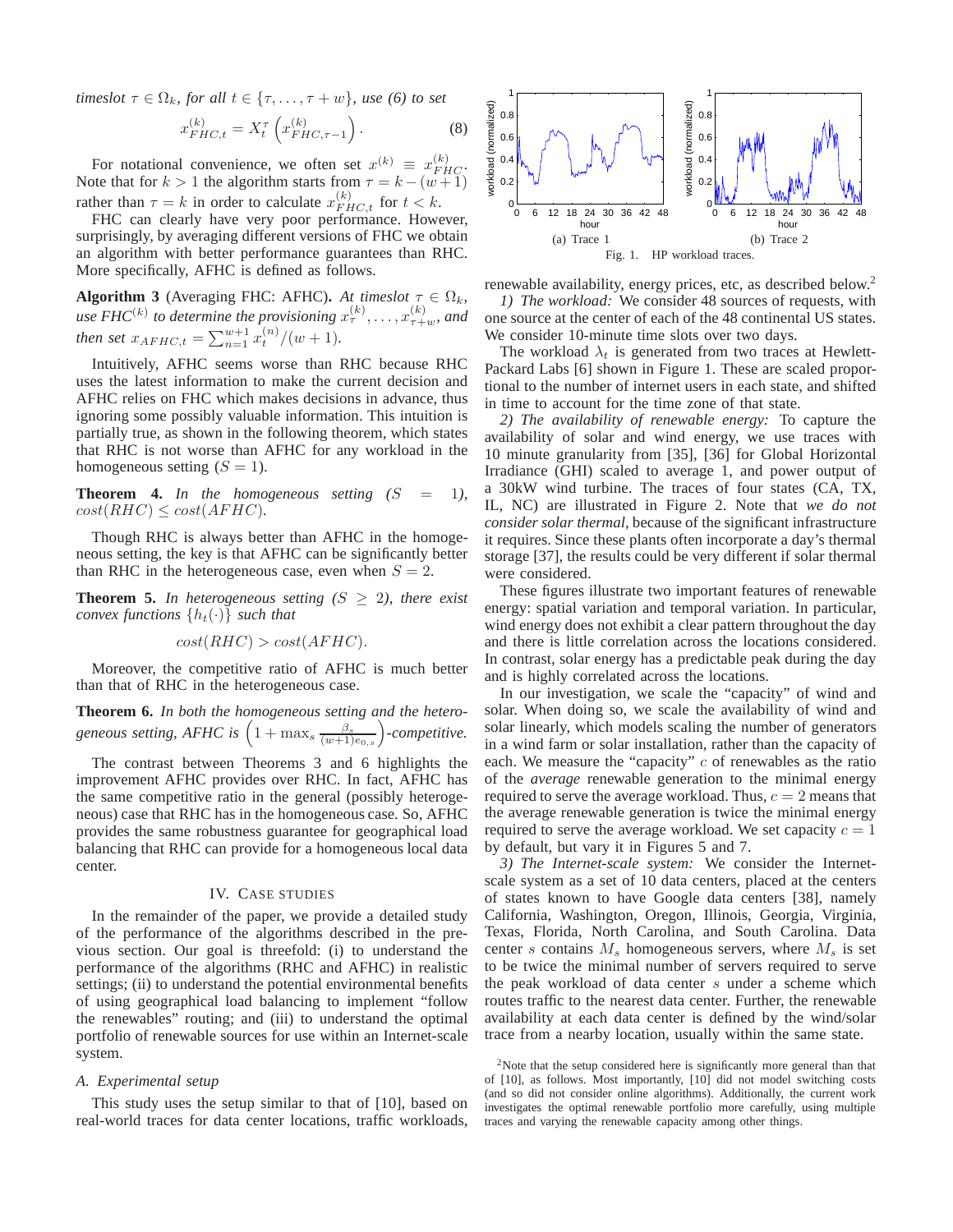*timeslot $\tau \in \Omega_k$, for all $t \in \{\tau, \ldots, \tau + w\}$, use (6) to set*

$$x^{(k)}_{FHC,t} = X^\tau_t\left(x^{(k)}_{FHC,\tau-1}\right). \quad (8)$$

For notational convenience, we often set $x^{(k)} \equiv x^{(k)}_{FHC}$. Note that for $k > 1$ the algorithm starts from $\tau = k - (w + 1)$ rather than $\tau = k$ in order to calculate $x^{(k)}_{FHC,t}$ for $t < k$.

FHC can clearly have very poor performance. However, surprisingly, by averaging different versions of FHC we obtain an algorithm with better performance guarantees than RHC. More specifically, AFHC is defined as follows.

**Algorithm 3** (Averaging FHC: AFHC)**.** *At timeslot $\tau \in \Omega_k$, use FHC$^{(k)}$ to determine the provisioning $x^{(k)}_\tau, \ldots, x^{(k)}_{\tau+w}$, and then set $x_{AFHC,t} = \sum_{n=1}^{w+1} x^{(n)}_t/(w + 1)$.*

Intuitively, AFHC seems worse than RHC because RHC uses the latest information to make the current decision and AFHC relies on FHC which makes decisions in advance, thus ignoring some possibly valuable information. This intuition is partially true, as shown in the following theorem, which states that RHC is not worse than AFHC for any workload in the homogeneous setting ($S = 1$).

**Theorem 4.** *In the homogeneous setting ($S = 1$), $cost(RHC) \leq cost(AFHC)$.*

Though RHC is always better than AFHC in the homogeneous setting, the key is that AFHC can be significantly better than RHC in the heterogeneous case, even when $S = 2$.

**Theorem 5.** *In heterogeneous setting ($S \geq 2$), there exist convex functions $\{h_t(\cdot)\}$ such that*

$$cost(RHC) > cost(AFHC).$$

Moreover, the competitive ratio of AFHC is much better than that of RHC in the heterogeneous case.

**Theorem 6.** *In both the homogeneous setting and the heterogeneous setting, AFHC is $\left(1 + \max_s \frac{\beta_s}{(w+1)e_{0,s}}\right)$-competitive.*

The contrast between Theorems 3 and 6 highlights the improvement AFHC provides over RHC. In fact, AFHC has the same competitive ratio in the general (possibly heterogeneous) case that RHC has in the homogeneous case. So, AFHC provides the same robustness guarantee for geographical load balancing that RHC can provide for a homogeneous local data center.

## IV. Case studies

In the remainder of the paper, we provide a detailed study of the performance of the algorithms described in the previous section. Our goal is threefold: (i) to understand the performance of the algorithms (RHC and AFHC) in realistic settings; (ii) to understand the potential environmental benefits of using geographical load balancing to implement "follow the renewables" routing; and (iii) to understand the optimal portfolio of renewable sources for use within an Internet-scale system.

### A. Experimental setup

This study uses the setup similar to that of [10], based on real-world traces for data center locations, traffic workloads, renewable availability, energy prices, etc, as described below.[2]

Fig. 1. HP workload traces. (a) Trace 1 (b) Trace 2

*1) The workload:* We consider 48 sources of requests, with one source at the center of each of the 48 continental US states. We consider 10-minute time slots over two days.

The workload $\lambda_t$ is generated from two traces at Hewlett-Packard Labs [6] shown in Figure 1. These are scaled proportional to the number of internet users in each state, and shifted in time to account for the time zone of that state.

*2) The availability of renewable energy:* To capture the availability of solar and wind energy, we use traces with 10 minute granularity from [35], [36] for Global Horizontal Irradiance (GHI) scaled to average 1, and power output of a 30kW wind turbine. The traces of four states (CA, TX, IL, NC) are illustrated in Figure 2. Note that *we do not consider solar thermal*, because of the significant infrastructure it requires. Since these plants often incorporate a day's thermal storage [37], the results could be very different if solar thermal were considered.

These figures illustrate two important features of renewable energy: spatial variation and temporal variation. In particular, wind energy does not exhibit a clear pattern throughout the day and there is little correlation across the locations considered. In contrast, solar energy has a predictable peak during the day and is highly correlated across the locations.

In our investigation, we scale the "capacity" of wind and solar. When doing so, we scale the availability of wind and solar linearly, which models scaling the number of generators in a wind farm or solar installation, rather than the capacity of each. We measure the "capacity" $c$ of renewables as the ratio of the *average* renewable generation to the minimal energy required to serve the average workload. Thus, $c = 2$ means that the average renewable generation is twice the minimal energy required to serve the average workload. We set capacity $c = 1$ by default, but vary it in Figures 5 and 7.

*3) The Internet-scale system:* We consider the Internet-scale system as a set of 10 data centers, placed at the centers of states known to have Google data centers [38], namely California, Washington, Oregon, Illinois, Georgia, Virginia, Texas, Florida, North Carolina, and South Carolina. Data center $s$ contains $M_s$ homogeneous servers, where $M_s$ is set to be twice the minimal number of servers required to serve the peak workload of data center $s$ under a scheme which routes traffic to the nearest data center. Further, the renewable availability at each data center is defined by the wind/solar trace from a nearby location, usually within the same state.

[2]Note that the setup considered here is significantly more general than that of [10], as follows. Most importantly, [10] did not model switching costs (and so did not consider online algorithms). Additionally, the current work investigates the optimal renewable portfolio more carefully, using multiple traces and varying the renewable capacity among other things.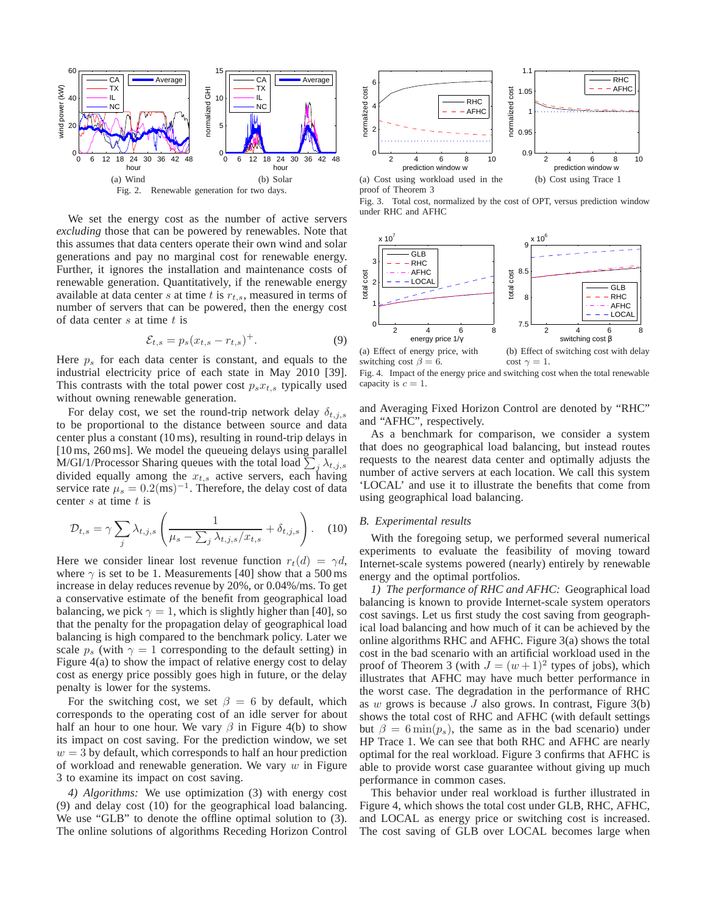Fig. 2. Renewable generation for two days.

(a) Wind

(b) Solar

(a) Cost using workload used in the proof of Theorem 3

(b) Cost using Trace 1

Fig. 3. Total cost, normalized by the cost of OPT, versus prediction window under RHC and AFHC

(a) Effect of energy price, with switching cost $\beta = 6$.

(b) Effect of switching cost with delay cost $\gamma = 1$.

Fig. 4. Impact of the energy price and switching cost when the total renewable capacity is $c = 1$.

We set the energy cost as the number of active servers *excluding* those that can be powered by renewables. Note that this assumes that data centers operate their own wind and solar generations and pay no marginal cost for renewable energy. Further, it ignores the installation and maintenance costs of renewable generation. Quantitatively, if the renewable energy available at data center $s$ at time $t$ is $r_{t,s}$, measured in terms of number of servers that can be powered, then the energy cost of data center $s$ at time $t$ is

$$\mathcal{E}_{t,s} = p_s(x_{t,s} - r_{t,s})^+. \tag{9}$$

Here $p_s$ for each data center is constant, and equals to the industrial electricity price of each state in May 2010 [39]. This contrasts with the total power cost $p_s x_{t,s}$ typically used without owning renewable generation.

For delay cost, we set the round-trip network delay $\delta_{t,j,s}$ to be proportional to the distance between source and data center plus a constant (10 ms), resulting in round-trip delays in [10 ms, 260 ms]. We model the queueing delays using parallel M/GI/1/Processor Sharing queues with the total load $\sum_j \lambda_{t,j,s}$ divided equally among the $x_{t,s}$ active servers, each having service rate $\mu_s = 0.2(\text{ms})^{-1}$. Therefore, the delay cost of data center $s$ at time $t$ is

$$\mathcal{D}_{t,s} = \gamma \sum_j \lambda_{t,j,s} \left( \frac{1}{\mu_s - \sum_j \lambda_{t,j,s}/x_{t,s}} + \delta_{t,j,s} \right). \tag{10}$$

Here we consider linear lost revenue function $r_t(d) = \gamma d$, where $\gamma$ is set to be 1. Measurements [40] show that a 500 ms increase in delay reduces revenue by 20%, or 0.04%/ms. To get a conservative estimate of the benefit from geographical load balancing, we pick $\gamma = 1$, which is slightly higher than [40], so that the penalty for the propagation delay of geographical load balancing is high compared to the benchmark policy. Later we scale $p_s$ (with $\gamma = 1$ corresponding to the default setting) in Figure 4(a) to show the impact of relative energy cost to delay cost as energy price possibly goes high in future, or the delay penalty is lower for the systems.

For the switching cost, we set $\beta = 6$ by default, which corresponds to the operating cost of an idle server for about half an hour to one hour. We vary $\beta$ in Figure 4(b) to show its impact on cost saving. For the prediction window, we set $w = 3$ by default, which corresponds to half an hour prediction of workload and renewable generation. We vary $w$ in Figure 3 to examine its impact on cost saving.

*4) Algorithms:* We use optimization (3) with energy cost (9) and delay cost (10) for the geographical load balancing. We use "GLB" to denote the offline optimal solution to (3). The online solutions of algorithms Receding Horizon Control and Averaging Fixed Horizon Control are denoted by "RHC" and "AFHC", respectively.

As a benchmark for comparison, we consider a system that does no geographical load balancing, but instead routes requests to the nearest data center and optimally adjusts the number of active servers at each location. We call this system 'LOCAL' and use it to illustrate the benefits that come from using geographical load balancing.

### B. Experimental results

With the foregoing setup, we performed several numerical experiments to evaluate the feasibility of moving toward Internet-scale systems powered (nearly) entirely by renewable energy and the optimal portfolios.

*1) The performance of RHC and AFHC:* Geographical load balancing is known to provide Internet-scale system operators cost savings. Let us first study the cost saving from geographical load balancing and how much of it can be achieved by the online algorithms RHC and AFHC. Figure 3(a) shows the total cost in the bad scenario with an artificial workload used in the proof of Theorem 3 (with $J = (w+1)^2$ types of jobs), which illustrates that AFHC may have much better performance in the worst case. The degradation in the performance of RHC as $w$ grows is because $J$ also grows. In contrast, Figure 3(b) shows the total cost of RHC and AFHC (with default settings but $\beta = 6 \min(p_s)$, the same as in the bad scenario) under HP Trace 1. We can see that both RHC and AFHC are nearly optimal for the real workload. Figure 3 confirms that AFHC is able to provide worst case guarantee without giving up much performance in common cases.

This behavior under real workload is further illustrated in Figure 4, which shows the total cost under GLB, RHC, AFHC, and LOCAL as energy price or switching cost is increased. The cost saving of GLB over LOCAL becomes large when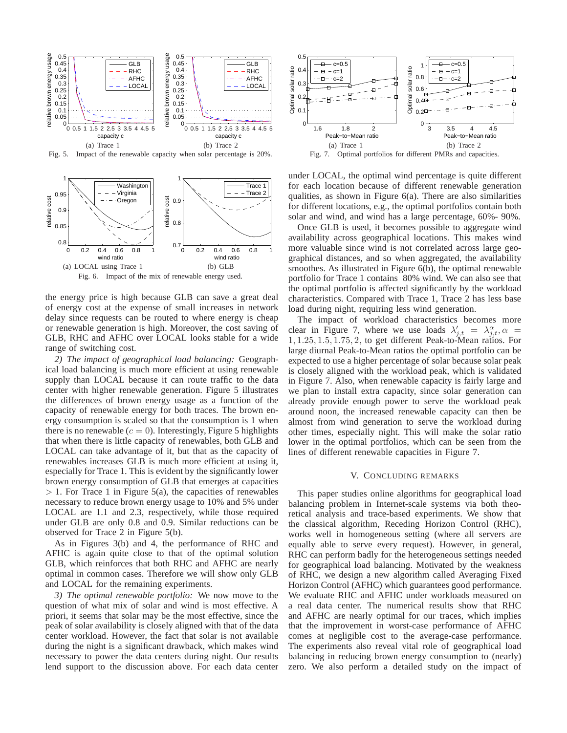Fig. 5. Impact of the renewable capacity when solar percentage is 20%.

(a) Trace 1 (b) Trace 2

Fig. 6. Impact of the mix of renewable energy used.

(a) LOCAL using Trace 1 (b) GLB

the energy price is high because GLB can save a great deal of energy cost at the expense of small increases in network delay since requests can be routed to where energy is cheap or renewable generation is high. Moreover, the cost saving of GLB, RHC and AFHC over LOCAL looks stable for a wide range of switching cost.

*2) The impact of geographical load balancing:* Geographical load balancing is much more efficient at using renewable supply than LOCAL because it can route traffic to the data center with higher renewable generation. Figure 5 illustrates the differences of brown energy usage as a function of the capacity of renewable energy for both traces. The brown energy consumption is scaled so that the consumption is 1 when there is no renewable ($c = 0$). Interestingly, Figure 5 highlights that when there is little capacity of renewables, both GLB and LOCAL can take advantage of it, but that as the capacity of renewables increases GLB is much more efficient at using it, especially for Trace 1. This is evident by the significantly lower brown energy consumption of GLB that emerges at capacities $> 1$. For Trace 1 in Figure 5(a), the capacities of renewables necessary to reduce brown energy usage to 10% and 5% under LOCAL are 1.1 and 2.3, respectively, while those required under GLB are only 0.8 and 0.9. Similar reductions can be observed for Trace 2 in Figure 5(b).

As in Figures 3(b) and 4, the performance of RHC and AFHC is again quite close to that of the optimal solution GLB, which reinforces that both RHC and AFHC are nearly optimal in common cases. Therefore we will show only GLB and LOCAL for the remaining experiments.

*3) The optimal renewable portfolio:* We now move to the question of what mix of solar and wind is most effective. A priori, it seems that solar may be the most effective, since the peak of solar availability is closely aligned with that of the data center workload. However, the fact that solar is not available during the night is a significant drawback, which makes wind necessary to power the data centers during night. Our results lend support to the discussion above. For each data center

Fig. 7. Optimal portfolios for different PMRs and capacities.

(a) Trace 1 (b) Trace 2

under LOCAL, the optimal wind percentage is quite different for each location because of different renewable generation qualities, as shown in Figure 6(a). There are also similarities for different locations, e.g., the optimal portfolios contain both solar and wind, and wind has a large percentage, 60%- 90%.

Once GLB is used, it becomes possible to aggregate wind availability across geographical locations. This makes wind more valuable since wind is not correlated across large geographical distances, and so when aggregated, the availability smoothes. As illustrated in Figure 6(b), the optimal renewable portfolio for Trace 1 contains 80% wind. We can also see that the optimal portfolio is affected significantly by the workload characteristics. Compared with Trace 1, Trace 2 has less base load during night, requiring less wind generation.

The impact of workload characteristics becomes more clear in Figure 7, where we use loads $\lambda'_{j,t} = \lambda^{\alpha}_{j,t}, \alpha = 1, 1.25, 1.5, 1.75, 2,$ to get different Peak-to-Mean ratios. For large diurnal Peak-to-Mean ratios the optimal portfolio can be expected to use a higher percentage of solar because solar peak is closely aligned with the workload peak, which is validated in Figure 7. Also, when renewable capacity is fairly large and we plan to install extra capacity, since solar generation can already provide enough power to serve the workload peak around noon, the increased renewable capacity can then be almost from wind generation to serve the workload during other times, especially night. This will make the solar ratio lower in the optimal portfolios, which can be seen from the lines of different renewable capacities in Figure 7.

## V. Concluding Remarks

This paper studies online algorithms for geographical load balancing problem in Internet-scale systems via both theoretical analysis and trace-based experiments. We show that the classical algorithm, Receding Horizon Control (RHC), works well in homogeneous setting (where all servers are equally able to serve every request). However, in general, RHC can perform badly for the heterogeneous settings needed for geographical load balancing. Motivated by the weakness of RHC, we design a new algorithm called Averaging Fixed Horizon Control (AFHC) which guarantees good performance. We evaluate RHC and AFHC under workloads measured on a real data center. The numerical results show that RHC and AFHC are nearly optimal for our traces, which implies that the improvement in worst-case performance of AFHC comes at negligible cost to the average-case performance. The experiments also reveal vital role of geographical load balancing in reducing brown energy consumption to (nearly) zero. We also perform a detailed study on the impact of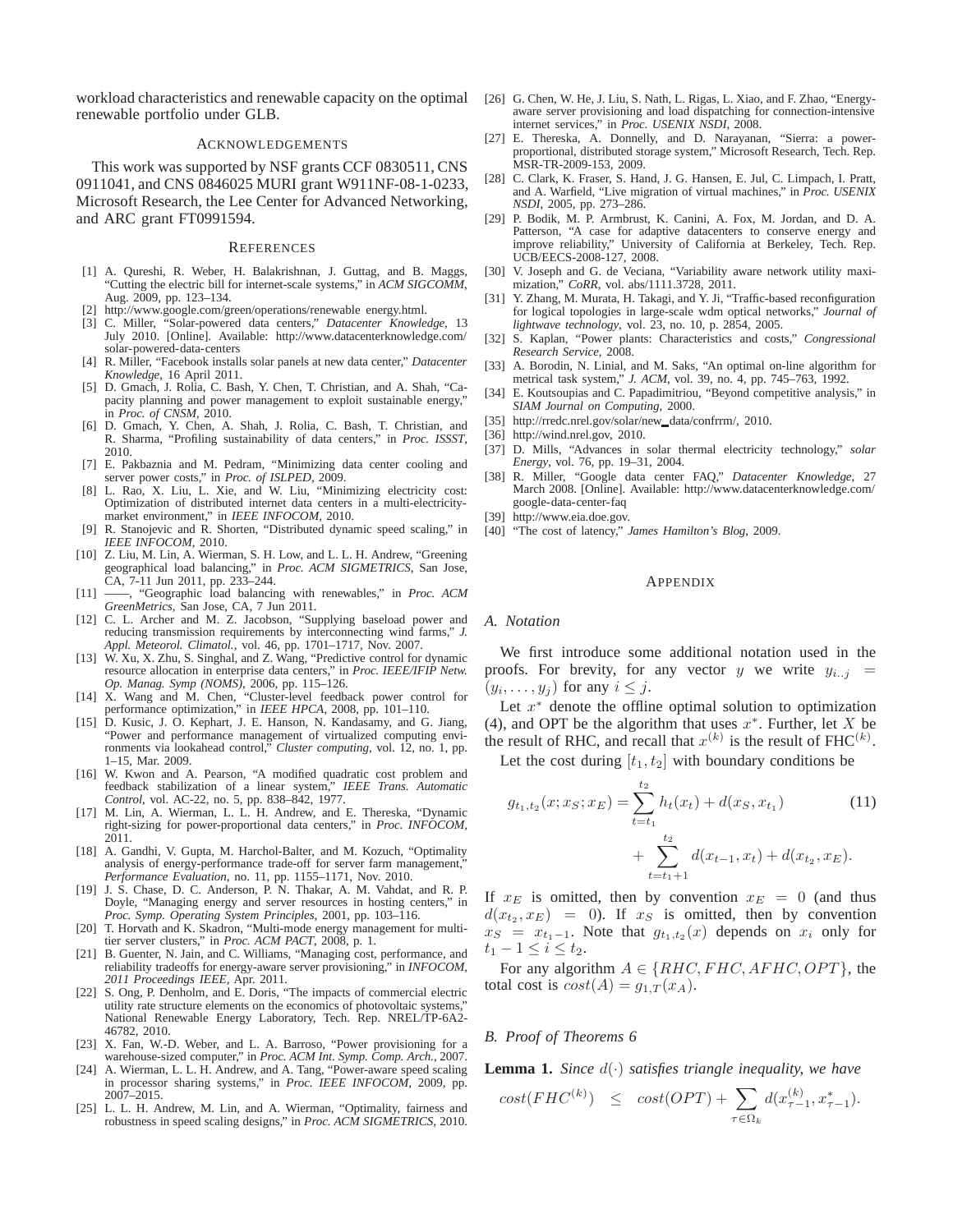workload characteristics and renewable capacity on the optimal renewable portfolio under GLB.

## Acknowledgements

This work was supported by NSF grants CCF 0830511, CNS 0911041, and CNS 0846025 MURI grant W911NF-08-1-0233, Microsoft Research, the Lee Center for Advanced Networking, and ARC grant FT0991594.

## References

[1] A. Qureshi, R. Weber, H. Balakrishnan, J. Guttag, and B. Maggs, "Cutting the electric bill for internet-scale systems," in *ACM SIGCOMM*, Aug. 2009, pp. 123–134.

[2] http://www.google.com/green/operations/renewable energy.html.

[3] C. Miller, "Solar-powered data centers," *Datacenter Knowledge*, 13 July 2010. [Online]. Available: http://www.datacenterknowledge.com/solar-powered-data-centers

[4] R. Miller, "Facebook installs solar panels at new data center," *Datacenter Knowledge*, 16 April 2011.

[5] D. Gmach, J. Rolia, C. Bash, Y. Chen, T. Christian, and A. Shah, "Capacity planning and power management to exploit sustainable energy," in *Proc. of CNSM*, 2010.

[6] D. Gmach, Y. Chen, A. Shah, J. Rolia, C. Bash, T. Christian, and R. Sharma, "Profiling sustainability of data centers," in *Proc. ISSST*, 2010.

[7] E. Pakbaznia and M. Pedram, "Minimizing data center cooling and server power costs," in *Proc. of ISLPED*, 2009.

[8] L. Rao, X. Liu, L. Xie, and W. Liu, "Minimizing electricity cost: Optimization of distributed internet data centers in a multi-electricity-market environment," in *IEEE INFOCOM*, 2010.

[9] R. Stanojevic and R. Shorten, "Distributed dynamic speed scaling," in *IEEE INFOCOM*, 2010.

[10] Z. Liu, M. Lin, A. Wierman, S. H. Low, and L. L. H. Andrew, "Greening geographical load balancing," in *Proc. ACM SIGMETRICS*, San Jose, CA, 7-11 Jun 2011, pp. 233–244.

[11] ——, "Geographic load balancing with renewables," in *Proc. ACM GreenMetrics*, San Jose, CA, 7 Jun 2011.

[12] C. L. Archer and M. Z. Jacobson, "Supplying baseload power and reducing transmission requirements by interconnecting wind farms," *J. Appl. Meteorol. Climatol.*, vol. 46, pp. 1701–1717, Nov. 2007.

[13] W. Xu, X. Zhu, S. Singhal, and Z. Wang, "Predictive control for dynamic resource allocation in enterprise data centers," in *Proc. IEEE/IFIP Netw. Op. Manag. Symp (NOMS)*, 2006, pp. 115–126.

[14] X. Wang and M. Chen, "Cluster-level feedback power control for performance optimization," in *IEEE HPCA*, 2008, pp. 101–110.

[15] D. Kusic, J. O. Kephart, J. E. Hanson, N. Kandasamy, and G. Jiang, "Power and performance management of virtualized computing environments via lookahead control," *Cluster computing*, vol. 12, no. 1, pp. 1–15, Mar. 2009.

[16] W. Kwon and A. Pearson, "A modified quadratic cost problem and feedback stabilization of a linear system," *IEEE Trans. Automatic Control*, vol. AC-22, no. 5, pp. 838–842, 1977.

[17] M. Lin, A. Wierman, L. L. H. Andrew, and E. Thereska, "Dynamic right-sizing for power-proportional data centers," in *Proc. INFOCOM*, 2011.

[18] A. Gandhi, V. Gupta, M. Harchol-Balter, and M. Kozuch, "Optimality analysis of energy-performance trade-off for server farm management," *Performance Evaluation*, no. 11, pp. 1155–1171, Nov. 2010.

[19] J. S. Chase, D. C. Anderson, P. N. Thakar, A. M. Vahdat, and R. P. Doyle, "Managing energy and server resources in hosting centers," in *Proc. Symp. Operating System Principles*, 2001, pp. 103–116.

[20] T. Horvath and K. Skadron, "Multi-mode energy management for multi-tier server clusters," in *Proc. ACM PACT*, 2008, p. 1.

[21] B. Guenter, N. Jain, and C. Williams, "Managing cost, performance, and reliability tradeoffs for energy-aware server provisioning," in *INFOCOM, 2011 Proceedings IEEE*, Apr. 2011.

[22] S. Ong, P. Denholm, and E. Doris, "The impacts of commercial electric utility rate structure elements on the economics of photovoltaic systems," National Renewable Energy Laboratory, Tech. Rep. NREL/TP-6A2-46782, 2010.

[23] X. Fan, W.-D. Weber, and L. A. Barroso, "Power provisioning for a warehouse-sized computer," in *Proc. ACM Int. Symp. Comp. Arch.*, 2007.

[24] A. Wierman, L. L. H. Andrew, and A. Tang, "Power-aware speed scaling in processor sharing systems," in *Proc. IEEE INFOCOM*, 2009, pp. 2007–2015.

[25] L. L. H. Andrew, M. Lin, and A. Wierman, "Optimality, fairness and robustness in speed scaling designs," in *Proc. ACM SIGMETRICS*, 2010.

[26] G. Chen, W. He, J. Liu, S. Nath, L. Rigas, L. Xiao, and F. Zhao, "Energy-aware server provisioning and load dispatching for connection-intensive internet services," in *Proc. USENIX NSDI*, 2008.

[27] E. Thereska, A. Donnelly, and D. Narayanan, "Sierra: a power-proportional, distributed storage system," Microsoft Research, Tech. Rep. MSR-TR-2009-153, 2009.

[28] C. Clark, K. Fraser, S. Hand, J. G. Hansen, E. Jul, C. Limpach, I. Pratt, and A. Warfield, "Live migration of virtual machines," in *Proc. USENIX NSDI*, 2005, pp. 273–286.

[29] P. Bodik, M. P. Armbrust, K. Canini, A. Fox, M. Jordan, and D. A. Patterson, "A case for adaptive datacenters to conserve energy and improve reliability," University of California at Berkeley, Tech. Rep. UCB/EECS-2008-127, 2008.

[30] V. Joseph and G. de Veciana, "Variability aware network utility maximization," *CoRR*, vol. abs/1111.3728, 2011.

[31] Y. Zhang, M. Murata, H. Takagi, and Y. Ji, "Traffic-based reconfiguration for logical topologies in large-scale wdm optical networks," *Journal of lightwave technology*, vol. 23, no. 10, p. 2854, 2005.

[32] S. Kaplan, "Power plants: Characteristics and costs," *Congressional Research Service*, 2008.

[33] A. Borodin, N. Linial, and M. Saks, "An optimal on-line algorithm for metrical task system," *J. ACM*, vol. 39, no. 4, pp. 745–763, 1992.

[34] E. Koutsoupias and C. Papadimitriou, "Beyond competitive analysis," in *SIAM Journal on Computing*, 2000.

[35] http://rredc.nrel.gov/solar/new_data/confrrm/, 2010.

[36] http://wind.nrel.gov, 2010.

[37] D. Mills, "Advances in solar thermal electricity technology," *solar Energy*, vol. 76, pp. 19–31, 2004.

[38] R. Miller, "Google data center FAQ," *Datacenter Knowledge*, 27 March 2008. [Online]. Available: http://www.datacenterknowledge.com/google-data-center-faq

[39] http://www.eia.doe.gov.

[40] "The cost of latency," *James Hamilton's Blog*, 2009.

## Appendix

### A. Notation

We first introduce some additional notation used in the proofs. For brevity, for any vector $y$ we write $y_{i..j} = (y_i, \dots, y_j)$ for any $i \le j$.

Let $x^*$ denote the offline optimal solution to optimization (4), and OPT be the algorithm that uses $x^*$. Further, let $X$ be the result of RHC, and recall that $x^{(k)}$ is the result of FHC$^{(k)}$.

Let the cost during $[t_1, t_2]$ with boundary conditions be

$$g_{t_1,t_2}(x; x_S; x_E) = \sum_{t=t_1}^{t_2} h_t(x_t) + d(x_S, x_{t_1}) + \sum_{t=t_1+1}^{t_2} d(x_{t-1}, x_t) + d(x_{t_2}, x_E). \tag{11}$$

If $x_E$ is omitted, then by convention $x_E = 0$ (and thus $d(x_{t_2}, x_E) = 0$). If $x_S$ is omitted, then by convention $x_S = x_{t_1-1}$. Note that $g_{t_1,t_2}(x)$ depends on $x_i$ only for $t_1 - 1 \le i \le t_2$.

For any algorithm $A \in \{RHC, FHC, AFHC, OPT\}$, the total cost is $cost(A) = g_{1,T}(x_A)$.

### B. Proof of Theorems 6

**Lemma 1.** *Since $d(\cdot)$ satisfies triangle inequality, we have*

$$cost(FHC^{(k)}) \quad \le \quad cost(OPT) + \sum_{\tau \in \Omega_k} d(x^{(k)}_{\tau-1}, x^*_{\tau-1}).$$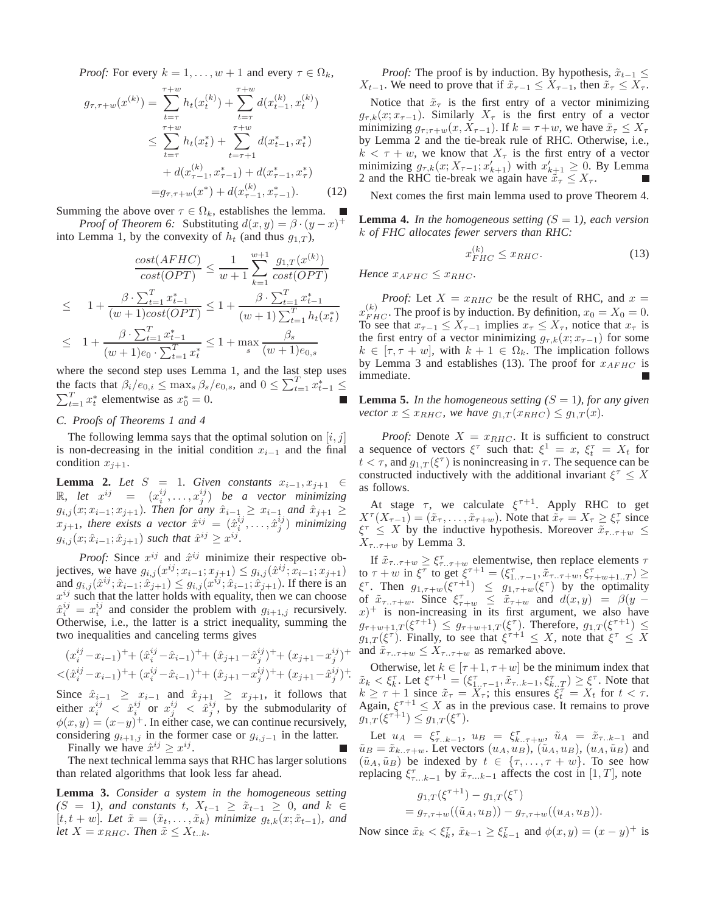*Proof:* For every $k = 1, \ldots, w+1$ and every $\tau \in \Omega_k$,

$$
\begin{aligned}
g_{\tau,\tau+w}(x^{(k)}) = & \sum_{t=\tau}^{\tau+w} h_t(x_t^{(k)}) + \sum_{t=\tau}^{\tau+w} d(x_{t-1}^{(k)}, x_t^{(k)}) \\
\leq & \sum_{t=\tau}^{\tau+w} h_t(x_t^*) + \sum_{t=\tau+1}^{\tau+w} d(x_{t-1}^*, x_t^*) \\
& + d(x_{\tau-1}^{(k)}, x_{\tau-1}^*) + d(x_{\tau-1}^*, x_\tau^*) \\
= & g_{\tau,\tau+w}(x^*) + d(x_{\tau-1}^{(k)}, x_{\tau-1}^*). \qquad (12)
\end{aligned}
$$

Summing the above over $\tau \in \Omega_k$, establishes the lemma. ∎

*Proof of Theorem 6:* Substituting $d(x,y) = \beta \cdot (y-x)^+$ into Lemma 1, by the convexity of $h_t$ (and thus $g_{1,T}$),

$$
\begin{aligned}
\frac{cost(AFHC)}{cost(OPT)} & \leq \frac{1}{w+1} \sum_{k=1}^{w+1} \frac{g_{1,T}(x^{(k)})}{cost(OPT)} \\
\leq \quad & 1 + \frac{\beta \cdot \sum_{t=1}^{T} x_{t-1}^*}{(w+1)cost(OPT)} \leq 1 + \frac{\beta \cdot \sum_{t=1}^{T} x_{t-1}^*}{(w+1)\sum_{t=1}^{T} h_t(x_t^*)} \\
\leq \quad & 1 + \frac{\beta \cdot \sum_{t=1}^{T} x_{t-1}^*}{(w+1)e_0 \cdot \sum_{t=1}^{T} x_t^*} \leq 1 + \max_s \frac{\beta_s}{(w+1)e_{0,s}}
\end{aligned}
$$

where the second step uses Lemma 1, and the last step uses the facts that $\beta_i/e_{0,i} \leq \max_s \beta_s/e_{0,s}$, and $0 \leq \sum_{t=1}^{T} x_{t-1}^* \leq \sum_{t=1}^{T} x_t^*$ elementwise as $x_0^* = 0$. ∎

### C. Proofs of Theorems 1 and 4

The following lemma says that the optimal solution on $[i,j]$ is non-decreasing in the initial condition $x_{i-1}$ and the final condition $x_{j+1}$.

**Lemma 2.** *Let $S = 1$. Given constants $x_{i-1}, x_{j+1} \in \mathbb{R}$, let $x^{ij} = (x_i^{ij}, \ldots, x_j^{ij})$ be a vector minimizing $g_{i,j}(x; x_{i-1}; x_{j+1})$. Then for any $\hat{x}_{i-1} \geq x_{i-1}$ and $\hat{x}_{j+1} \geq x_{j+1}$, there exists a vector $\hat{x}^{ij} = (\hat{x}_i^{ij}, \ldots, \hat{x}_j^{ij})$ minimizing $g_{i,j}(x; \hat{x}_{i-1}; \hat{x}_{j+1})$ such that $\hat{x}^{ij} \geq x^{ij}$.*

*Proof:* Since $x^{ij}$ and $\hat{x}^{ij}$ minimize their respective objectives, we have $g_{i,j}(x^{ij}; x_{i-1}; x_{j+1}) \leq g_{i,j}(\hat{x}^{ij}; x_{i-1}; x_{j+1})$ and $g_{i,j}(\hat{x}^{ij}; \hat{x}_{i-1}; \hat{x}_{j+1}) \leq g_{i,j}(x^{ij}; \hat{x}_{i-1}; \hat{x}_{j+1})$. If there is an $x^{ij}$ such that the latter holds with equality, then we can choose $\hat{x}_i^{ij} = x_i^{ij}$ and consider the problem with $g_{i+1,j}$ recursively. Otherwise, i.e., the latter is a strict inequality, summing the two inequalities and canceling terms gives

$$
\begin{aligned}
&(x_i^{ij} - x_{i-1})^+ + (\hat{x}_i^{ij} - \hat{x}_{i-1})^+ + (\hat{x}_{j+1} - \hat{x}_j^{ij})^+ + (x_{j+1} - x_j^{ij})^+ \\
&< (\hat{x}_i^{ij} - x_{i-1})^+ + (x_i^{ij} - \hat{x}_{i-1})^+ + (\hat{x}_{j+1} - x_j^{ij})^+ + (x_{j+1} - \hat{x}_j^{ij})^+.
\end{aligned}
$$

Since $\hat{x}_{i-1} \geq x_{i-1}$ and $\hat{x}_{j+1} \geq x_{j+1}$, it follows that either $x_i^{ij} < \hat{x}_i^{ij}$ or $x_j^{ij} < \hat{x}_j^{ij}$, by the submodularity of $\phi(x,y) = (x-y)^+$. In either case, we can continue recursively, considering $g_{i+1,j}$ in the former case or $g_{i,j-1}$ in the latter.

Finally we have $\hat{x}^{ij} \geq x^{ij}$. ∎

The next technical lemma says that RHC has larger solutions than related algorithms that look less far ahead.

**Lemma 3.** *Consider a system in the homogeneous setting ($S = 1$), and constants $t$, $X_{t-1} \geq \tilde{x}_{t-1} \geq 0$, and $k \in [t, t+w]$. Let $\tilde{x} = (\tilde{x}_t, \ldots, \tilde{x}_k)$ minimize $g_{t,k}(x; \tilde{x}_{t-1})$, and let $X = x_{RHC}$. Then $\tilde{x} \leq X_{t..k}$.*

*Proof:* The proof is by induction. By hypothesis, $\tilde{x}_{t-1} \leq X_{t-1}$. We need to prove that if $\tilde{x}_{\tau-1} \leq X_{\tau-1}$, then $\tilde{x}_\tau \leq X_\tau$.

Notice that $\tilde{x}_\tau$ is the first entry of a vector minimizing $g_{\tau,k}(x; x_{\tau-1})$. Similarly $X_\tau$ is the first entry of a vector minimizing $g_{\tau;\tau+w}(x, X_{\tau-1})$. If $k = \tau + w$, we have $\tilde{x}_\tau \leq X_\tau$ by Lemma 2 and the tie-break rule of RHC. Otherwise, i.e., $k < \tau + w$, we know that $X_\tau$ is the first entry of a vector minimizing $g_{\tau,k}(x; X_{\tau-1}; x'_{k+1})$ with $x'_{k+1} \geq 0$. By Lemma 2 and the RHC tie-break we again have $\tilde{x}_\tau \leq X_\tau$. ∎

Next comes the first main lemma used to prove Theorem 4.

**Lemma 4.** *In the homogeneous setting ($S = 1$), each version $k$ of FHC allocates fewer servers than RHC:*

$$
x_{FHC}^{(k)} \leq x_{RHC}. \qquad (13)
$$

*Hence $x_{AFHC} \leq x_{RHC}$.*

*Proof:* Let $X = x_{RHC}$ be the result of RHC, and $x = x_{FHC}^{(k)}$. The proof is by induction. By definition, $x_0 = X_0 = 0$. To see that $x_{\tau-1} \leq X_{\tau-1}$ implies $x_\tau \leq X_\tau$, notice that $x_\tau$ is the first entry of a vector minimizing $g_{\tau,k}(x; x_{\tau-1})$ for some $k \in [\tau, \tau+w]$, with $k+1 \in \Omega_k$. The implication follows by Lemma 3 and establishes (13). The proof for $x_{AFHC}$ is immediate. ∎

**Lemma 5.** *In the homogeneous setting ($S = 1$), for any given vector $x \leq x_{RHC}$, we have $g_{1,T}(x_{RHC}) \leq g_{1,T}(x)$.*

*Proof:* Denote $X = x_{RHC}$. It is sufficient to construct a sequence of vectors $\xi^\tau$ such that: $\xi^1 = x$, $\xi_t^\tau = X_t$ for $t < \tau$, and $g_{1,T}(\xi^\tau)$ is nonincreasing in $\tau$. The sequence can be constructed inductively with the additional invariant $\xi^\tau \leq X$ as follows.

At stage $\tau$, we calculate $\xi^{\tau+1}$. Apply RHC to get $X^\tau(X_{\tau-1}) = (\tilde{x}_\tau, \ldots, \tilde{x}_{\tau+w})$. Note that $\tilde{x}_\tau = X_\tau \geq \xi_\tau^\tau$ since $\xi^\tau \leq X$ by the inductive hypothesis. Moreover $\tilde{x}_{\tau..\tau+w} \leq X_{\tau..\tau+w}$ by Lemma 3.

If $\tilde{x}_{\tau..\tau+w} \geq \xi_{\tau..\tau+w}^\tau$ elementwise, then replace elements $\tau$ to $\tau+w$ in $\xi^\tau$ to get $\xi^{\tau+1} = (\xi_{1..\tau-1}^\tau, \tilde{x}_{\tau..\tau+w}, \xi_{\tau+w+1..T}^\tau) \geq \xi^\tau$. Then $g_{1,\tau+w}(\xi^{\tau+1}) \leq g_{1,\tau+w}(\xi^\tau)$ by the optimality of $\tilde{x}_{\tau..\tau+w}$. Since $\xi_{\tau+w}^\tau \leq \tilde{x}_{\tau+w}$ and $d(x,y) = \beta(y-x)^+$ is non-increasing in its first argument, we also have $g_{\tau+w+1,T}(\xi^{\tau+1}) \leq g_{\tau+w+1,T}(\xi^\tau)$. Therefore, $g_{1,T}(\xi^{\tau+1}) \leq g_{1,T}(\xi^\tau)$. Finally, to see that $\xi^{\tau+1} \leq X$, note that $\xi^\tau \leq X$ and $\tilde{x}_{\tau..\tau+w} \leq X_{\tau..\tau+w}$ as remarked above.

Otherwise, let $k \in [\tau+1, \tau+w]$ be the minimum index that $\tilde{x}_k < \xi_k^\tau$. Let $\xi^{\tau+1} = (\xi_{1..\tau-1}^\tau, \tilde{x}_{\tau..k-1}, \xi_{k..T}^\tau) \geq \xi^\tau$. Note that $k \geq \tau+1$ since $\tilde{x}_\tau = X_\tau$; this ensures $\xi_t^\tau = X_t$ for $t < \tau$. Again, $\xi^{\tau+1} \leq X$ as in the previous case. It remains to prove $g_{1,T}(\xi^{\tau+1}) \leq g_{1,T}(\xi^\tau)$.

Let $u_A = \xi_{\tau..k-1}^\tau$, $u_B = \xi_{k..\tau+w}^\tau$, $\tilde{u}_A = \tilde{x}_{\tau..k-1}$ and $\tilde{u}_B = \tilde{x}_{k..\tau+w}$. Let vectors $(u_A, u_B)$, $(\tilde{u}_A, u_B)$, $(u_A, \tilde{u}_B)$ and $(\tilde{u}_A, \tilde{u}_B)$ be indexed by $t \in \{\tau, \ldots, \tau+w\}$. To see how replacing $\xi_{\tau...k-1}^\tau$ by $\tilde{x}_{\tau...k-1}$ affects the cost in $[1,T]$, note

$$
\begin{aligned}
& g_{1,T}(\xi^{\tau+1}) - g_{1,T}(\xi^\tau) \\
= & g_{\tau,\tau+w}((\tilde{u}_A, u_B)) - g_{\tau,\tau+w}((u_A, u_B)).
\end{aligned}
$$

Now since $\tilde{x}_k < \xi_k^\tau$, $\tilde{x}_{k-1} \geq \xi_{k-1}^\tau$ and $\phi(x,y) = (x-y)^+$ is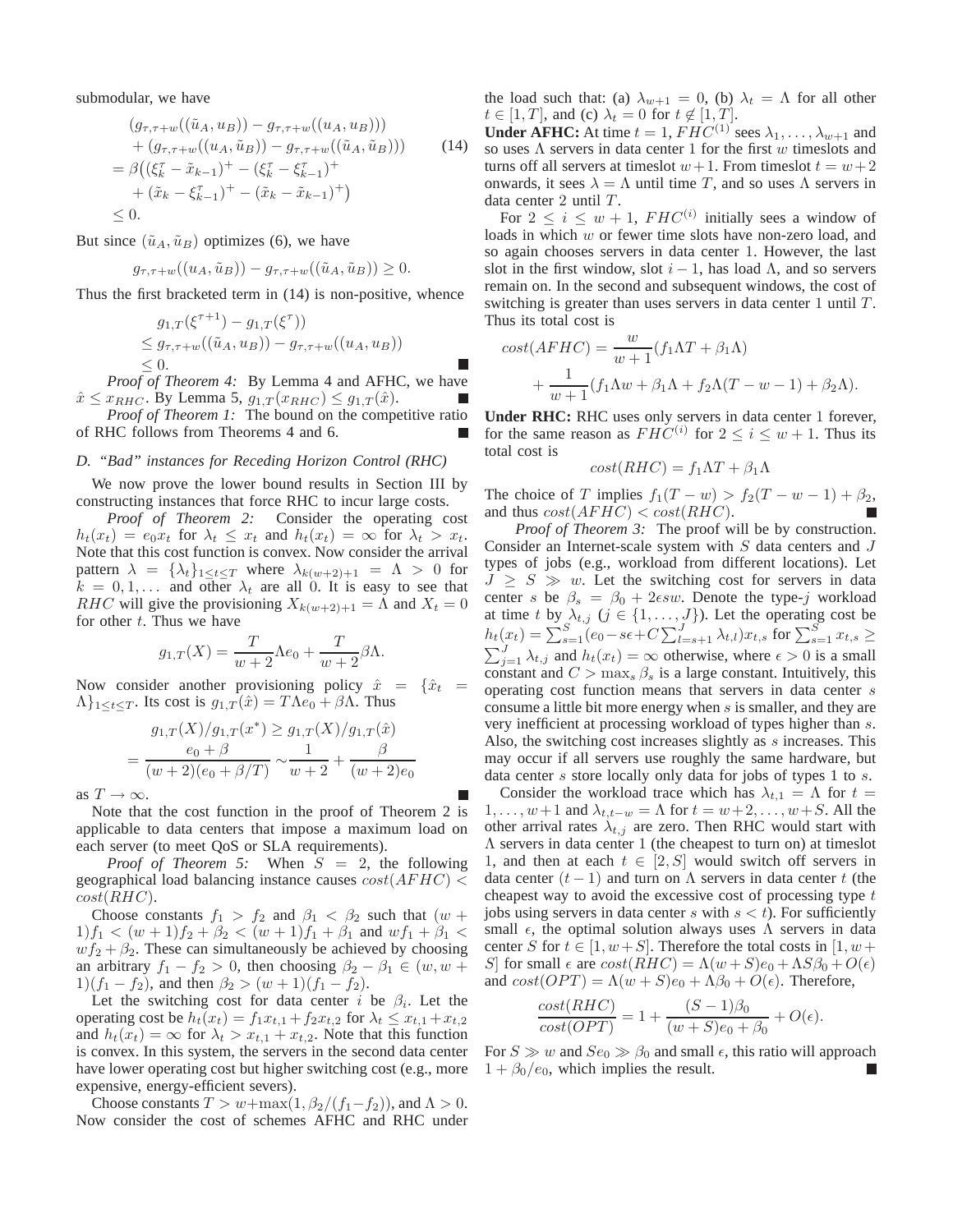submodular, we have

$$
\begin{aligned}
&(g_{\tau,\tau+w}((\tilde{u}_A, u_B)) - g_{\tau,\tau+w}((u_A, u_B))) \\
&+ (g_{\tau,\tau+w}((u_A, \tilde{u}_B)) - g_{\tau,\tau+w}((\tilde{u}_A, \tilde{u}_B))) \\
&= \beta\big((\xi_k^\tau - \tilde{x}_{k-1})^+ - (\xi_k^\tau - \xi_{k-1}^\tau)^+ \\
&+ (\tilde{x}_k - \xi_{k-1}^\tau)^+ - (\tilde{x}_k - \tilde{x}_{k-1})^+\big) \\
&\leq 0.
\end{aligned}
\tag{14}
$$

But since $(\tilde{u}_A, \tilde{u}_B)$ optimizes (6), we have

$$
g_{\tau,\tau+w}((u_A, \tilde{u}_B)) - g_{\tau,\tau+w}((\tilde{u}_A, \tilde{u}_B)) \geq 0.
$$

Thus the first bracketed term in (14) is non-positive, whence

$$
\begin{aligned}
&g_{1,T}(\xi^{\tau+1}) - g_{1,T}(\xi^\tau)) \\
&\leq g_{\tau,\tau+w}((\tilde{u}_A, u_B)) - g_{\tau,\tau+w}((u_A, u_B)) \\
&\leq 0.
\end{aligned}
$$

■

*Proof of Theorem 4:* By Lemma 4 and AFHC, we have $\hat{x} \leq x_{RHC}$. By Lemma 5, $g_{1,T}(x_{RHC}) \leq g_{1,T}(\hat{x})$. ■

*Proof of Theorem 1:* The bound on the competitive ratio of RHC follows from Theorems 4 and 6. ■

### D. "Bad" instances for Receding Horizon Control (RHC)

We now prove the lower bound results in Section III by constructing instances that force RHC to incur large costs.

*Proof of Theorem 2:* Consider the operating cost $h_t(x_t) = e_0 x_t$ for $\lambda_t \leq x_t$ and $h_t(x_t) = \infty$ for $\lambda_t > x_t$. Note that this cost function is convex. Now consider the arrival pattern $\lambda = \{\lambda_t\}_{1 \leq t \leq T}$ where $\lambda_{k(w+2)+1} = \Lambda > 0$ for $k = 0, 1, \ldots$ and other $\lambda_t$ are all 0. It is easy to see that $RHC$ will give the provisioning $X_{k(w+2)+1} = \Lambda$ and $X_t = 0$ for other $t$. Thus we have

$$
g_{1,T}(X) = \frac{T}{w+2}\Lambda e_0 + \frac{T}{w+2}\beta\Lambda.
$$

Now consider another provisioning policy $\hat{x} = \{\hat{x}_t = \Lambda\}_{1 \leq t \leq T}$. Its cost is $g_{1,T}(\hat{x}) = T\Lambda e_0 + \beta\Lambda$. Thus

$$
\begin{aligned}
&g_{1,T}(X)/g_{1,T}(x^*) \geq g_{1,T}(X)/g_{1,T}(\hat{x}) \\
&= \frac{e_0 + \beta}{(w+2)(e_0 + \beta/T)} \sim \frac{1}{w+2} + \frac{\beta}{(w+2)e_0}
\end{aligned}
$$

as $T \to \infty$. ■

Note that the cost function in the proof of Theorem 2 is applicable to data centers that impose a maximum load on each server (to meet QoS or SLA requirements).

*Proof of Theorem 5:* When $S = 2$, the following geographical load balancing instance causes $cost(AFHC) < cost(RHC)$.

Choose constants $f_1 > f_2$ and $\beta_1 < \beta_2$ such that $(w + 1)f_1 < (w+1)f_2 + \beta_2 < (w+1)f_1 + \beta_1$ and $wf_1 + \beta_1 < wf_2 + \beta_2$. These can simultaneously be achieved by choosing an arbitrary $f_1 - f_2 > 0$, then choosing $\beta_2 - \beta_1 \in (w, w + 1)(f_1 - f_2)$, and then $\beta_2 > (w+1)(f_1 - f_2)$.

Let the switching cost for data center $i$ be $\beta_i$. Let the operating cost be $h_t(x_t) = f_1 x_{t,1} + f_2 x_{t,2}$ for $\lambda_t \leq x_{t,1} + x_{t,2}$ and $h_t(x_t) = \infty$ for $\lambda_t > x_{t,1} + x_{t,2}$. Note that this function is convex. In this system, the servers in the second data center have lower operating cost but higher switching cost (e.g., more expensive, energy-efficient severs).

Choose constants $T > w + \max(1, \beta_2/(f_1 - f_2))$, and $\Lambda > 0$. Now consider the cost of schemes AFHC and RHC under the load such that: (a) $\lambda_{w+1} = 0$, (b) $\lambda_t = \Lambda$ for all other $t \in [1, T]$, and (c) $\lambda_t = 0$ for $t \notin [1, T]$.

**Under AFHC:** At time $t = 1$, $FHC^{(1)}$ sees $\lambda_1, \ldots, \lambda_{w+1}$ and so uses $\Lambda$ servers in data center 1 for the first $w$ timeslots and turns off all servers at timeslot $w+1$. From timeslot $t = w+2$ onwards, it sees $\lambda = \Lambda$ until time $T$, and so uses $\Lambda$ servers in data center 2 until $T$.

For $2 \leq i \leq w+1$, $FHC^{(i)}$ initially sees a window of loads in which $w$ or fewer time slots have non-zero load, and so again chooses servers in data center 1. However, the last slot in the first window, slot $i-1$, has load $\Lambda$, and so servers remain on. In the second and subsequent windows, the cost of switching is greater than uses servers in data center 1 until $T$. Thus its total cost is

$$
\begin{aligned}
cost(AFHC) &= \frac{w}{w+1}(f_1\Lambda T + \beta_1\Lambda) \\
&+ \frac{1}{w+1}(f_1\Lambda w + \beta_1\Lambda + f_2\Lambda(T-w-1) + \beta_2\Lambda).
\end{aligned}
$$

**Under RHC:** RHC uses only servers in data center 1 forever, for the same reason as $FHC^{(i)}$ for $2 \leq i \leq w+1$. Thus its total cost is

$$
cost(RHC) = f_1\Lambda T + \beta_1\Lambda
$$

The choice of $T$ implies $f_1(T-w) > f_2(T-w-1) + \beta_2$, and thus $cost(AFHC) < cost(RHC)$. ■

*Proof of Theorem 3:* The proof will be by construction. Consider an Internet-scale system with $S$ data centers and $J$ types of jobs (e.g., workload from different locations). Let $J \geq S \gg w$. Let the switching cost for servers in data center $s$ be $\beta_s = \beta_0 + 2\epsilon sw$. Denote the type-$j$ workload at time $t$ by $\lambda_{t,j}$ ($j \in \{1, \ldots, J\}$). Let the operating cost be $h_t(x_t) = \sum_{s=1}^S (e_0 - s\epsilon + C\sum_{l=s+1}^J \lambda_{t,l})x_{t,s}$ for $\sum_{s=1}^S x_{t,s} \geq \sum_{j=1}^J \lambda_{t,j}$ and $h_t(x_t) = \infty$ otherwise, where $\epsilon > 0$ is a small constant and $C > \max_s \beta_s$ is a large constant. Intuitively, this operating cost function means that servers in data center $s$ consume a little bit more energy when $s$ is smaller, and they are very inefficient at processing workload of types higher than $s$. Also, the switching cost increases slightly as $s$ increases. This may occur if all servers use roughly the same hardware, but data center $s$ store locally only data for jobs of types 1 to $s$.

Consider the workload trace which has $\lambda_{t,1} = \Lambda$ for $t = 1, \ldots, w+1$ and $\lambda_{t,t-w} = \Lambda$ for $t = w+2, \ldots, w+S$. All the other arrival rates $\lambda_{t,j}$ are zero. Then RHC would start with $\Lambda$ servers in data center 1 (the cheapest to turn on) at timeslot 1, and then at each $t \in [2, S]$ would switch off servers in data center $(t-1)$ and turn on $\Lambda$ servers in data center $t$ (the cheapest way to avoid the excessive cost of processing type $t$ jobs using servers in data center $s$ with $s < t$). For sufficiently small $\epsilon$, the optimal solution always uses $\Lambda$ servers in data center $S$ for $t \in [1, w+S]$. Therefore the total costs in $[1, w+S]$ for small $\epsilon$ are $cost(RHC) = \Lambda(w+S)e_0 + \Lambda S\beta_0 + O(\epsilon)$ and $cost(OPT) = \Lambda(w+S)e_0 + \Lambda\beta_0 + O(\epsilon)$. Therefore,

$$
\frac{cost(RHC)}{cost(OPT)} = 1 + \frac{(S-1)\beta_0}{(w+S)e_0 + \beta_0} + O(\epsilon).
$$

For $S \gg w$ and $Se_0 \gg \beta_0$ and small $\epsilon$, this ratio will approach $1 + \beta_0/e_0$, which implies the result. ■